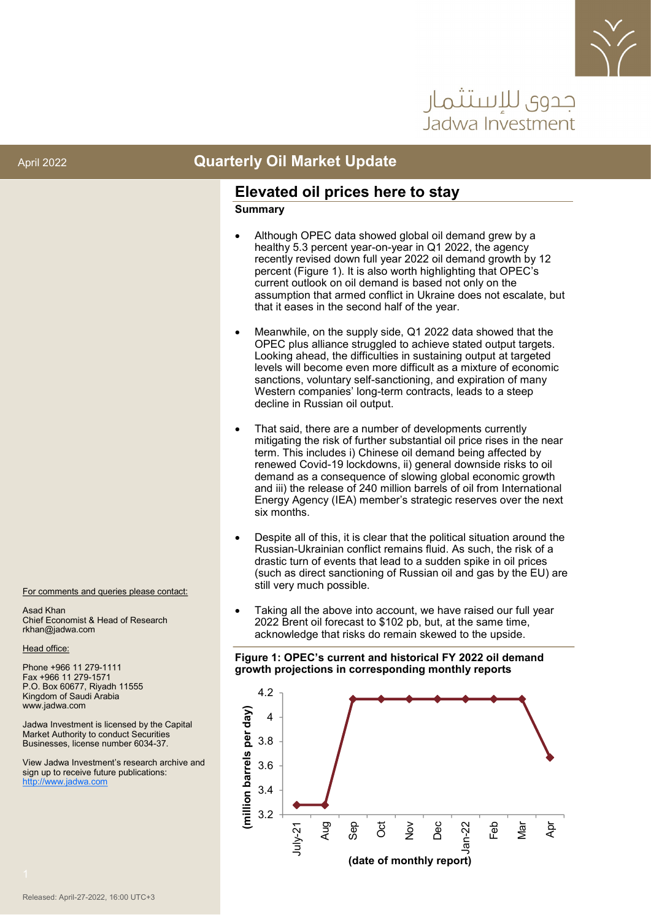جدوى للإستثمار
Jadwa Investment

April 2022

# Quarterly Oil Market Update

## Elevated oil prices here to stay

### Summary

- Although OPEC data showed global oil demand grew by a healthy 5.3 percent year-on-year in Q1 2022, the agency recently revised down full year 2022 oil demand growth by 12 percent (Figure 1). It is also worth highlighting that OPEC's current outlook on oil demand is based not only on the assumption that armed conflict in Ukraine does not escalate, but that it eases in the second half of the year.

- Meanwhile, on the supply side, Q1 2022 data showed that the OPEC plus alliance struggled to achieve stated output targets. Looking ahead, the difficulties in sustaining output at targeted levels will become even more difficult as a mixture of economic sanctions, voluntary self-sanctioning, and expiration of many Western companies' long-term contracts, leads to a steep decline in Russian oil output.

- That said, there are a number of developments currently mitigating the risk of further substantial oil price rises in the near term. This includes i) Chinese oil demand being affected by renewed Covid-19 lockdowns, ii) general downside risks to oil demand as a consequence of slowing global economic growth and iii) the release of 240 million barrels of oil from International Energy Agency (IEA) member's strategic reserves over the next six months.

- Despite all of this, it is clear that the political situation around the Russian-Ukrainian conflict remains fluid. As such, the risk of a drastic turn of events that lead to a sudden spike in oil prices (such as direct sanctioning of Russian oil and gas by the EU) are still very much possible.

- Taking all the above into account, we have raised our full year 2022 Brent oil forecast to $102 pb, but, at the same time, acknowledge that risks do remain skewed to the upside.

**Figure 1: OPEC's current and historical FY 2022 oil demand growth projections in corresponding monthly reports**

(million barrels per day)
4.2
4
3.8
3.6
3.4
3.2
July-21
Aug
Sep
Oct
Nov
Dec
Jan-22
Feb
Mar
Apr
(date of monthly report)

For comments and queries please contact:

Asad Khan
Chief Economist & Head of Research
rkhan@jadwa.com

Head office:

Phone +966 11 279-1111
Fax +966 11 279-1571
P.O. Box 60677, Riyadh 11555
Kingdom of Saudi Arabia
www.jadwa.com

Jadwa Investment is licensed by the Capital Market Authority to conduct Securities Businesses, license number 6034-37.

View Jadwa Investment's research archive and sign up to receive future publications:
http://www.jadwa.com

Released: April-27-2022, 16:00 UTC+3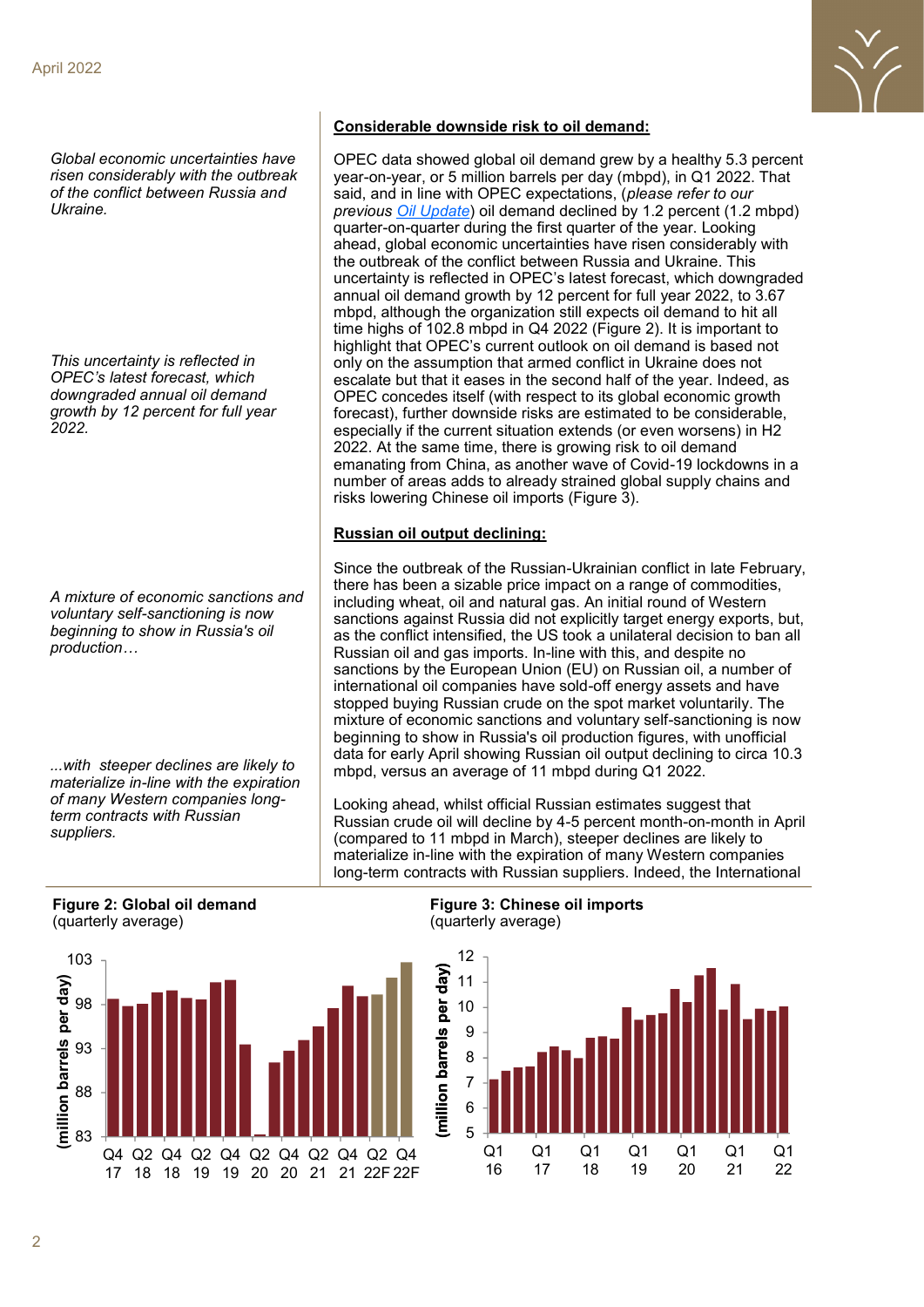*Global economic uncertainties have risen considerably with the outbreak of the conflict between Russia and Ukraine.*

*This uncertainty is reflected in OPEC's latest forecast, which downgraded annual oil demand growth by 12 percent for full year 2022.*

*A mixture of economic sanctions and voluntary self-sanctioning is now beginning to show in Russia's oil production…*

*...with steeper declines are likely to materialize in-line with the expiration of many Western companies long-term contracts with Russian suppliers.*

## Considerable downside risk to oil demand:

OPEC data showed global oil demand grew by a healthy 5.3 percent year-on-year, or 5 million barrels per day (mbpd), in Q1 2022. That said, and in line with OPEC expectations, (*please refer to our previous Oil Update*) oil demand declined by 1.2 percent (1.2 mbpd) quarter-on-quarter during the first quarter of the year. Looking ahead, global economic uncertainties have risen considerably with the outbreak of the conflict between Russia and Ukraine. This uncertainty is reflected in OPEC's latest forecast, which downgraded annual oil demand growth by 12 percent for full year 2022, to 3.67 mbpd, although the organization still expects oil demand to hit all time highs of 102.8 mbpd in Q4 2022 (Figure 2). It is important to highlight that OPEC's current outlook on oil demand is based not only on the assumption that armed conflict in Ukraine does not escalate but that it eases in the second half of the year. Indeed, as OPEC concedes itself (with respect to its global economic growth forecast), further downside risks are estimated to be considerable, especially if the current situation extends (or even worsens) in H2 2022. At the same time, there is growing risk to oil demand emanating from China, as another wave of Covid-19 lockdowns in a number of areas adds to already strained global supply chains and risks lowering Chinese oil imports (Figure 3).

## Russian oil output declining:

Since the outbreak of the Russian-Ukrainian conflict in late February, there has been a sizable price impact on a range of commodities, including wheat, oil and natural gas. An initial round of Western sanctions against Russia did not explicitly target energy exports, but, as the conflict intensified, the US took a unilateral decision to ban all Russian oil and gas imports. In-line with this, and despite no sanctions by the European Union (EU) on Russian oil, a number of international oil companies have sold-off energy assets and have stopped buying Russian crude on the spot market voluntarily. The mixture of economic sanctions and voluntary self-sanctioning is now beginning to show in Russia's oil production figures, with unofficial data for early April showing Russian oil output declining to circa 10.3 mbpd, versus an average of 11 mbpd during Q1 2022.

Looking ahead, whilst official Russian estimates suggest that Russian crude oil will decline by 4-5 percent month-on-month in April (compared to 11 mbpd in March), steeper declines are likely to materialize in-line with the expiration of many Western companies long-term contracts with Russian suppliers. Indeed, the International

**Figure 2: Global oil demand**
(quarterly average)

(million barrels per day)
103
98
93
88
83
Q4 17, Q2 18, Q4 18, Q2 19, Q4 19, Q2 20, Q4 20, Q2 21, Q4 21, Q2 22F, Q4 22F

**Figure 3: Chinese oil imports**
(quarterly average)

(million barrels per day)
12
11
10
9
8
7
6
5
Q1 16, Q1 17, Q1 18, Q1 19, Q1 20, Q1 21, Q1 22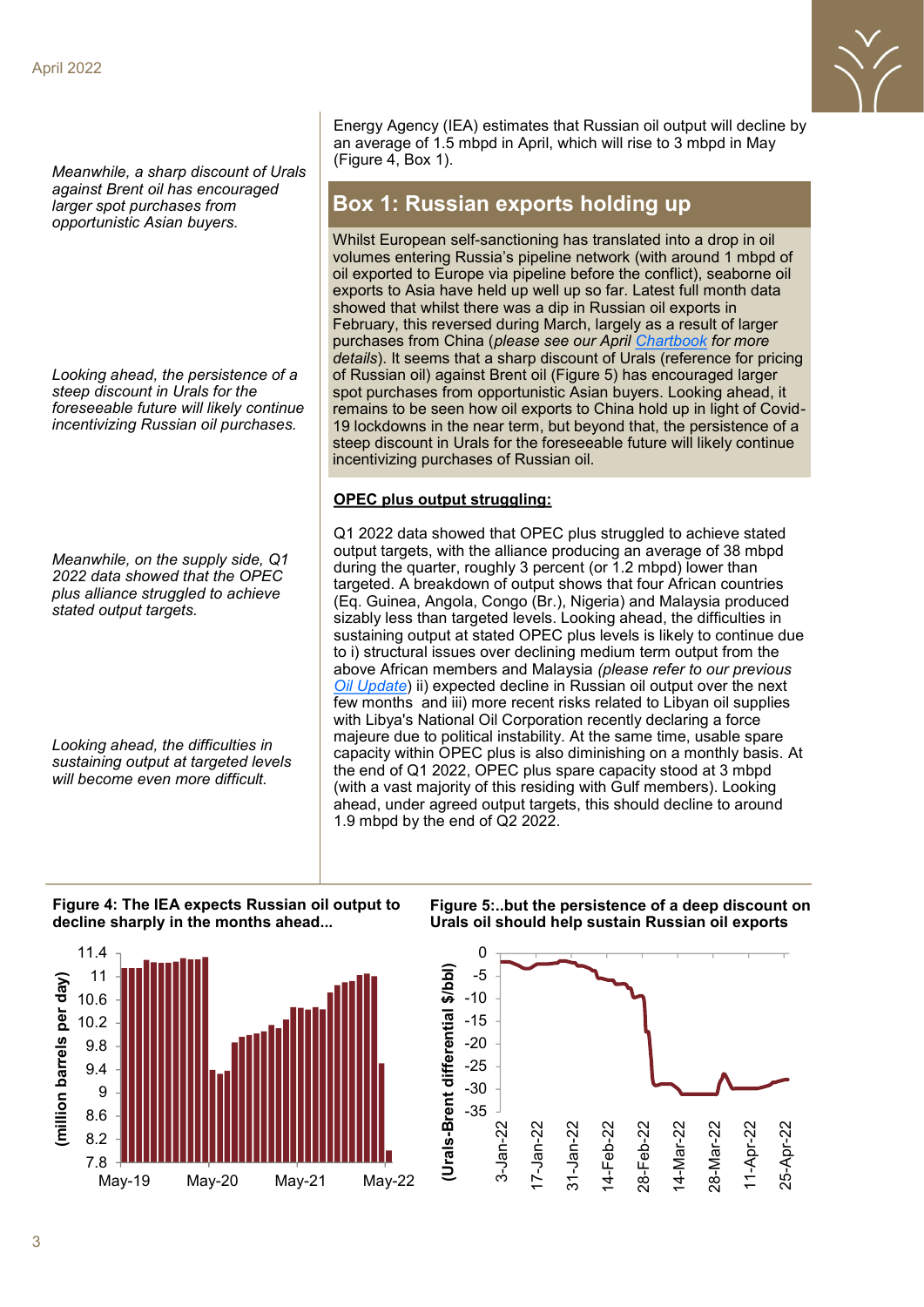*Meanwhile, a sharp discount of Urals against Brent oil has encouraged larger spot purchases from opportunistic Asian buyers.*

*Looking ahead, the persistence of a steep discount in Urals for the foreseeable future will likely continue incentivizing Russian oil purchases.*

*Meanwhile, on the supply side, Q1 2022 data showed that the OPEC plus alliance struggled to achieve stated output targets.*

*Looking ahead, the difficulties in sustaining output at targeted levels will become even more difficult.*

Energy Agency (IEA) estimates that Russian oil output will decline by an average of 1.5 mbpd in April, which will rise to 3 mbpd in May (Figure 4, Box 1).

## Box 1: Russian exports holding up

Whilst European self-sanctioning has translated into a drop in oil volumes entering Russia's pipeline network (with around 1 mbpd of oil exported to Europe via pipeline before the conflict), seaborne oil exports to Asia have held up well up so far. Latest full month data showed that whilst there was a dip in Russian oil exports in February, this reversed during March, largely as a result of larger purchases from China (*please see our April Chartbook for more details*). It seems that a sharp discount of Urals (reference for pricing of Russian oil) against Brent oil (Figure 5) has encouraged larger spot purchases from opportunistic Asian buyers. Looking ahead, it remains to be seen how oil exports to China hold up in light of Covid-19 lockdowns in the near term, but beyond that, the persistence of a steep discount in Urals for the foreseeable future will likely continue incentivizing purchases of Russian oil.

**OPEC plus output struggling:**

Q1 2022 data showed that OPEC plus struggled to achieve stated output targets, with the alliance producing an average of 38 mbpd during the quarter, roughly 3 percent (or 1.2 mbpd) lower than targeted. A breakdown of output shows that four African countries (Eq. Guinea, Angola, Congo (Br.), Nigeria) and Malaysia produced sizably less than targeted levels. Looking ahead, the difficulties in sustaining output at stated OPEC plus levels is likely to continue due to i) structural issues over declining medium term output from the above African members and Malaysia *(please refer to our previous Oil Update*) ii) expected decline in Russian oil output over the next few months and iii) more recent risks related to Libyan oil supplies with Libya's National Oil Corporation recently declaring a force majeure due to political instability. At the same time, usable spare capacity within OPEC plus is also diminishing on a monthly basis. At the end of Q1 2022, OPEC plus spare capacity stood at 3 mbpd (with a vast majority of this residing with Gulf members). Looking ahead, under agreed output targets, this should decline to around 1.9 mbpd by the end of Q2 2022.

**Figure 4: The IEA expects Russian oil output to decline sharply in the months ahead...**

(million barrels per day)
11.4
11
10.6
10.2
9.8
9.4
9
8.6
8.2
7.8
May-19
May-20
May-21
May-22

**Figure 5:..but the persistence of a deep discount on Urals oil should help sustain Russian oil exports**

(Urals-Brent differential $/bbl)
0
-5
-10
-15
-20
-25
-30
-35
3-Jan-22
17-Jan-22
31-Jan-22
14-Feb-22
28-Feb-22
14-Mar-22
28-Mar-22
11-Apr-22
25-Apr-22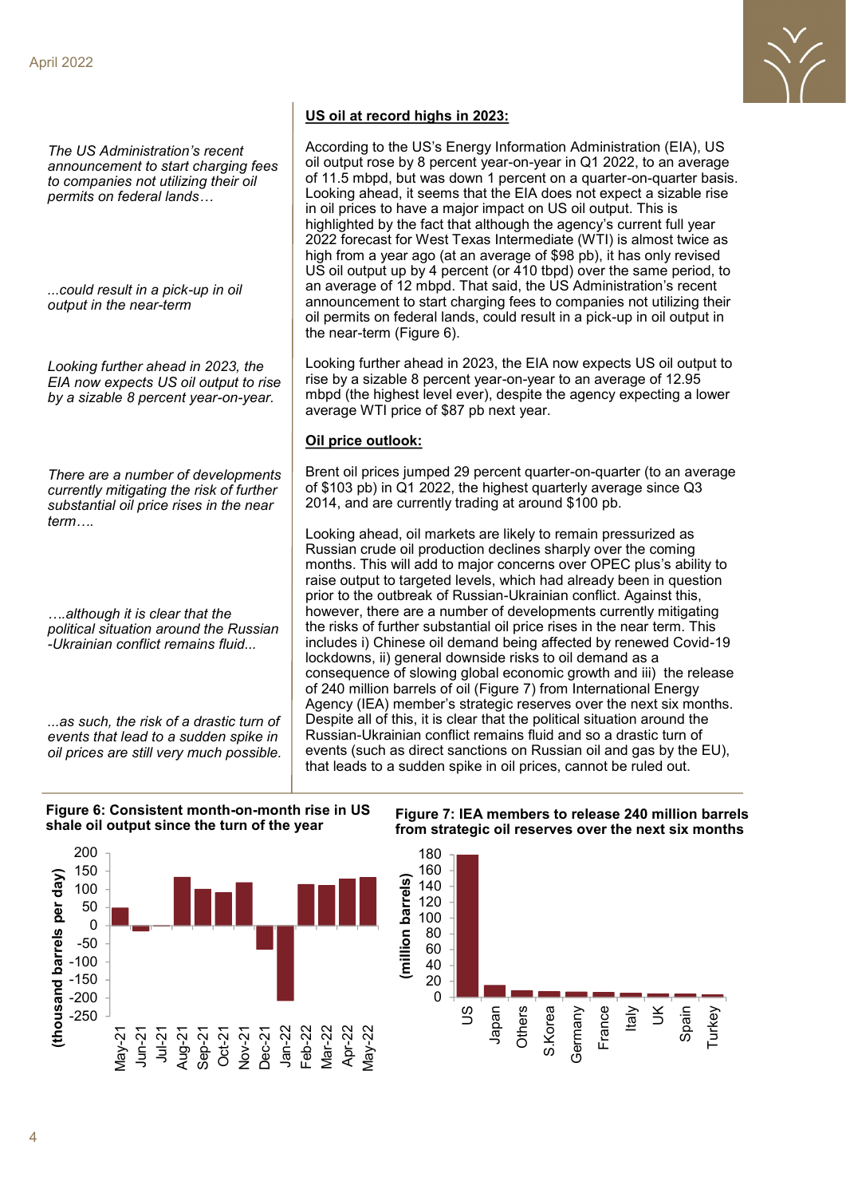## US oil at record highs in 2023:

*The US Administration's recent announcement to start charging fees to companies not utilizing their oil permits on federal lands…*

*...could result in a pick-up in oil output in the near-term*

According to the US's Energy Information Administration (EIA), US oil output rose by 8 percent year-on-year in Q1 2022, to an average of 11.5 mbpd, but was down 1 percent on a quarter-on-quarter basis. Looking ahead, it seems that the EIA does not expect a sizable rise in oil prices to have a major impact on US oil output. This is highlighted by the fact that although the agency's current full year 2022 forecast for West Texas Intermediate (WTI) is almost twice as high from a year ago (at an average of $98 pb), it has only revised US oil output up by 4 percent (or 410 tbpd) over the same period, to an average of 12 mbpd. That said, the US Administration's recent announcement to start charging fees to companies not utilizing their oil permits on federal lands, could result in a pick-up in oil output in the near-term (Figure 6).

*Looking further ahead in 2023, the EIA now expects US oil output to rise by a sizable 8 percent year-on-year.*

Looking further ahead in 2023, the EIA now expects US oil output to rise by a sizable 8 percent year-on-year to an average of 12.95 mbpd (the highest level ever), despite the agency expecting a lower average WTI price of $87 pb next year.

## Oil price outlook:

*There are a number of developments currently mitigating the risk of further substantial oil price rises in the near term….*

Brent oil prices jumped 29 percent quarter-on-quarter (to an average of $103 pb) in Q1 2022, the highest quarterly average since Q3 2014, and are currently trading at around $100 pb.

*….although it is clear that the political situation around the Russian -Ukrainian conflict remains fluid...*

*...as such, the risk of a drastic turn of events that lead to a sudden spike in oil prices are still very much possible.*

Looking ahead, oil markets are likely to remain pressurized as Russian crude oil production declines sharply over the coming months. This will add to major concerns over OPEC plus's ability to raise output to targeted levels, which had already been in question prior to the outbreak of Russian-Ukrainian conflict. Against this, however, there are a number of developments currently mitigating the risks of further substantial oil price rises in the near term. This includes i) Chinese oil demand being affected by renewed Covid-19 lockdowns, ii) general downside risks to oil demand as a consequence of slowing global economic growth and iii) the release of 240 million barrels of oil (Figure 7) from International Energy Agency (IEA) member's strategic reserves over the next six months. Despite all of this, it is clear that the political situation around the Russian-Ukrainian conflict remains fluid and so a drastic turn of events (such as direct sanctions on Russian oil and gas by the EU), that leads to a sudden spike in oil prices, cannot be ruled out.

**Figure 6: Consistent month-on-month rise in US shale oil output since the turn of the year**

(thousand barrels per day)

200
150
100
50
0
-50
-100
-150
-200
-250

May-21
Jun-21
Jul-21
Aug-21
Sep-21
Oct-21
Nov-21
Dec-21
Jan-22
Feb-22
Mar-22
Apr-22
May-22

**Figure 7: IEA members to release 240 million barrels from strategic oil reserves over the next six months**

(million barrels)

180
160
140
120
100
80
60
40
20
0

US
Japan
Others
S.Korea
Germany
France
Italy
UK
Spain
Turkey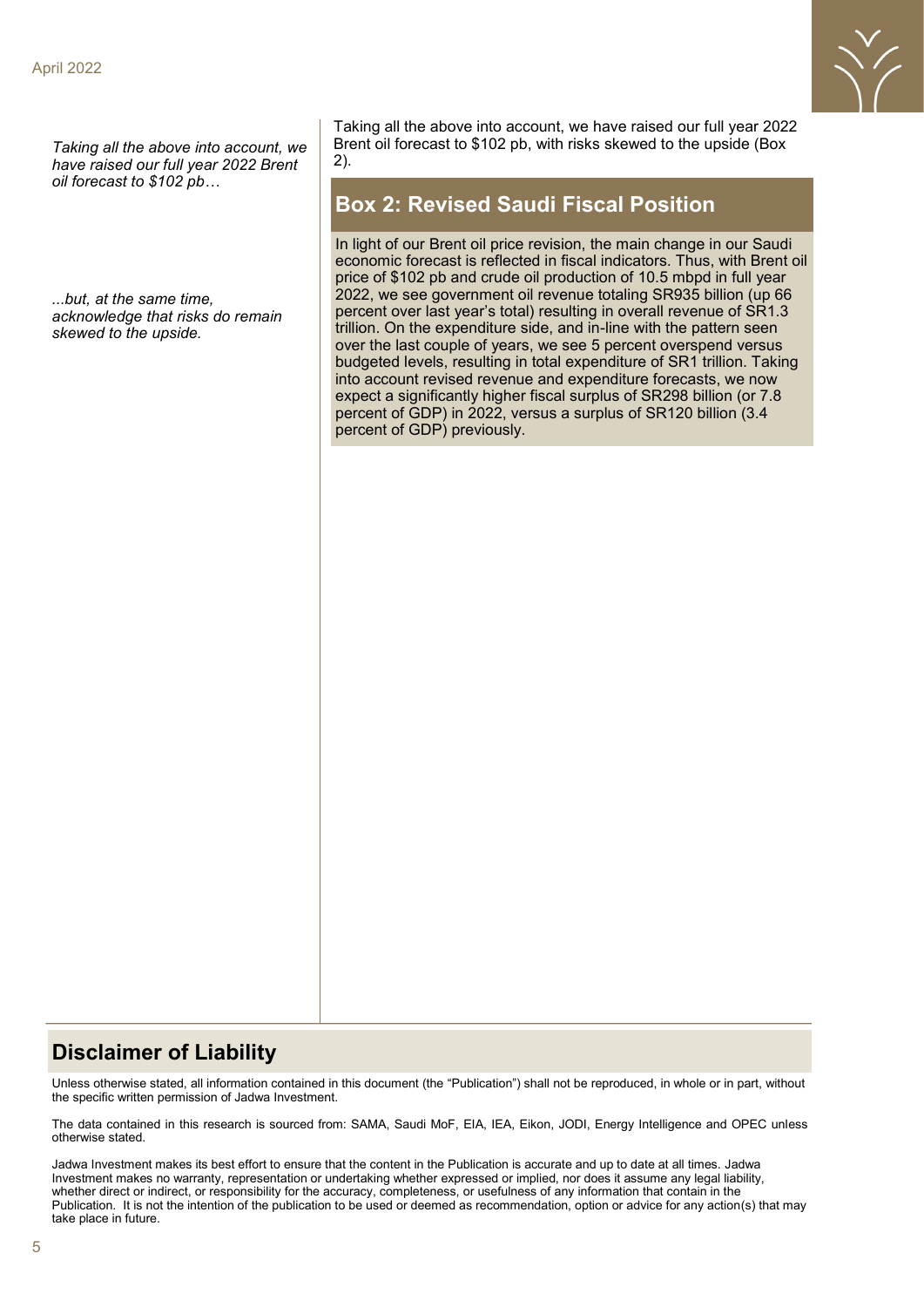*Taking all the above into account, we have raised our full year 2022 Brent oil forecast to $102 pb…*

*...but, at the same time, acknowledge that risks do remain skewed to the upside.*

Taking all the above into account, we have raised our full year 2022 Brent oil forecast to $102 pb, with risks skewed to the upside (Box 2).

## Box 2: Revised Saudi Fiscal Position

In light of our Brent oil price revision, the main change in our Saudi economic forecast is reflected in fiscal indicators. Thus, with Brent oil price of $102 pb and crude oil production of 10.5 mbpd in full year 2022, we see government oil revenue totaling SR935 billion (up 66 percent over last year's total) resulting in overall revenue of SR1.3 trillion. On the expenditure side, and in-line with the pattern seen over the last couple of years, we see 5 percent overspend versus budgeted levels, resulting in total expenditure of SR1 trillion. Taking into account revised revenue and expenditure forecasts, we now expect a significantly higher fiscal surplus of SR298 billion (or 7.8 percent of GDP) in 2022, versus a surplus of SR120 billion (3.4 percent of GDP) previously.

## Disclaimer of Liability

Unless otherwise stated, all information contained in this document (the "Publication") shall not be reproduced, in whole or in part, without the specific written permission of Jadwa Investment.

The data contained in this research is sourced from: SAMA, Saudi MoF, EIA, IEA, Eikon, JODI, Energy Intelligence and OPEC unless otherwise stated.

Jadwa Investment makes its best effort to ensure that the content in the Publication is accurate and up to date at all times. Jadwa Investment makes no warranty, representation or undertaking whether expressed or implied, nor does it assume any legal liability, whether direct or indirect, or responsibility for the accuracy, completeness, or usefulness of any information that contain in the Publication. It is not the intention of the publication to be used or deemed as recommendation, option or advice for any action(s) that may take place in future.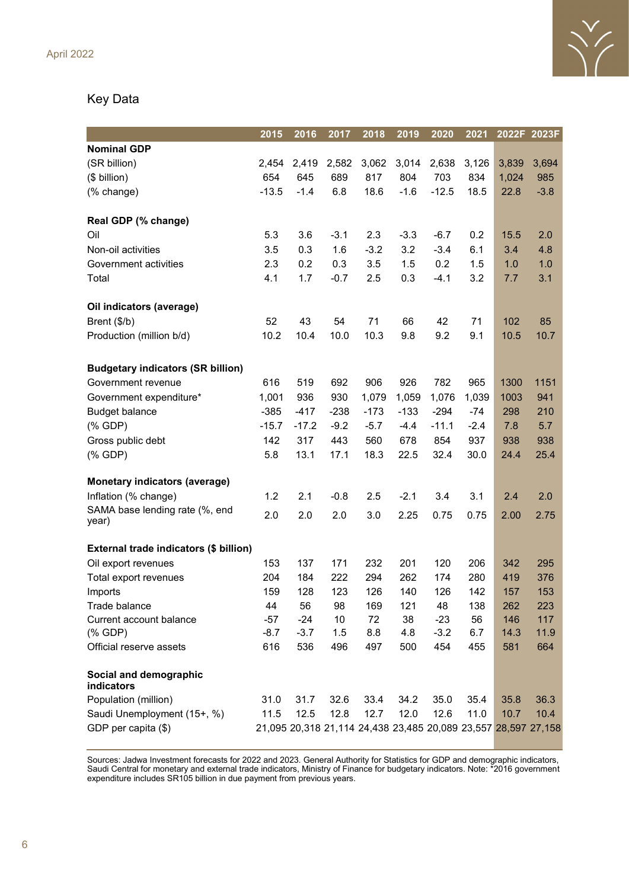## Key Data

| | 2015 | 2016 | 2017 | 2018 | 2019 | 2020 | 2021 | 2022F | 2023F |
|---|---|---|---|---|---|---|---|---|---|
| **Nominal GDP** | | | | | | | | | |
| (SR billion) | 2,454 | 2,419 | 2,582 | 3,062 | 3,014 | 2,638 | 3,126 | 3,839 | 3,694 |
| ($ billion) | 654 | 645 | 689 | 817 | 804 | 703 | 834 | 1,024 | 985 |
| (% change) | -13.5 | -1.4 | 6.8 | 18.6 | -1.6 | -12.5 | 18.5 | 22.8 | -3.8 |
| **Real GDP (% change)** | | | | | | | | | |
| Oil | 5.3 | 3.6 | -3.1 | 2.3 | -3.3 | -6.7 | 0.2 | 15.5 | 2.0 |
| Non-oil activities | 3.5 | 0.3 | 1.6 | -3.2 | 3.2 | -3.4 | 6.1 | 3.4 | 4.8 |
| Government activities | 2.3 | 0.2 | 0.3 | 3.5 | 1.5 | 0.2 | 1.5 | 1.0 | 1.0 |
| Total | 4.1 | 1.7 | -0.7 | 2.5 | 0.3 | -4.1 | 3.2 | 7.7 | 3.1 |
| **Oil indicators (average)** | | | | | | | | | |
| Brent ($/b) | 52 | 43 | 54 | 71 | 66 | 42 | 71 | 102 | 85 |
| Production (million b/d) | 10.2 | 10.4 | 10.0 | 10.3 | 9.8 | 9.2 | 9.1 | 10.5 | 10.7 |
| **Budgetary indicators (SR billion)** | | | | | | | | | |
| Government revenue | 616 | 519 | 692 | 906 | 926 | 782 | 965 | 1300 | 1151 |
| Government expenditure* | 1,001 | 936 | 930 | 1,079 | 1,059 | 1,076 | 1,039 | 1003 | 941 |
| Budget balance | -385 | -417 | -238 | -173 | -133 | -294 | -74 | 298 | 210 |
| (% GDP) | -15.7 | -17.2 | -9.2 | -5.7 | -4.4 | -11.1 | -2.4 | 7.8 | 5.7 |
| Gross public debt | 142 | 317 | 443 | 560 | 678 | 854 | 937 | 938 | 938 |
| (% GDP) | 5.8 | 13.1 | 17.1 | 18.3 | 22.5 | 32.4 | 30.0 | 24.4 | 25.4 |
| **Monetary indicators (average)** | | | | | | | | | |
| Inflation (% change) | 1.2 | 2.1 | -0.8 | 2.5 | -2.1 | 3.4 | 3.1 | 2.4 | 2.0 |
| SAMA base lending rate (%, end year) | 2.0 | 2.0 | 2.0 | 3.0 | 2.25 | 0.75 | 0.75 | 2.00 | 2.75 |
| **External trade indicators ($ billion)** | | | | | | | | | |
| Oil export revenues | 153 | 137 | 171 | 232 | 201 | 120 | 206 | 342 | 295 |
| Total export revenues | 204 | 184 | 222 | 294 | 262 | 174 | 280 | 419 | 376 |
| Imports | 159 | 128 | 123 | 126 | 140 | 126 | 142 | 157 | 153 |
| Trade balance | 44 | 56 | 98 | 169 | 121 | 48 | 138 | 262 | 223 |
| Current account balance | -57 | -24 | 10 | 72 | 38 | -23 | 56 | 146 | 117 |
| (% GDP) | -8.7 | -3.7 | 1.5 | 8.8 | 4.8 | -3.2 | 6.7 | 14.3 | 11.9 |
| Official reserve assets | 616 | 536 | 496 | 497 | 500 | 454 | 455 | 581 | 664 |
| **Social and demographic indicators** | | | | | | | | | |
| Population (million) | 31.0 | 31.7 | 32.6 | 33.4 | 34.2 | 35.0 | 35.4 | 35.8 | 36.3 |
| Saudi Unemployment (15+, %) | 11.5 | 12.5 | 12.8 | 12.7 | 12.0 | 12.6 | 11.0 | 10.7 | 10.4 |
| GDP per capita ($) | 21,095 | 20,318 | 21,114 | 24,438 | 23,485 | 20,089 | 23,557 | 28,597 | 27,158 |

Sources: Jadwa Investment forecasts for 2022 and 2023. General Authority for Statistics for GDP and demographic indicators, Saudi Central for monetary and external trade indicators, Ministry of Finance for budgetary indicators. Note: *2016 government expenditure includes SR105 billion in due payment from previous years.